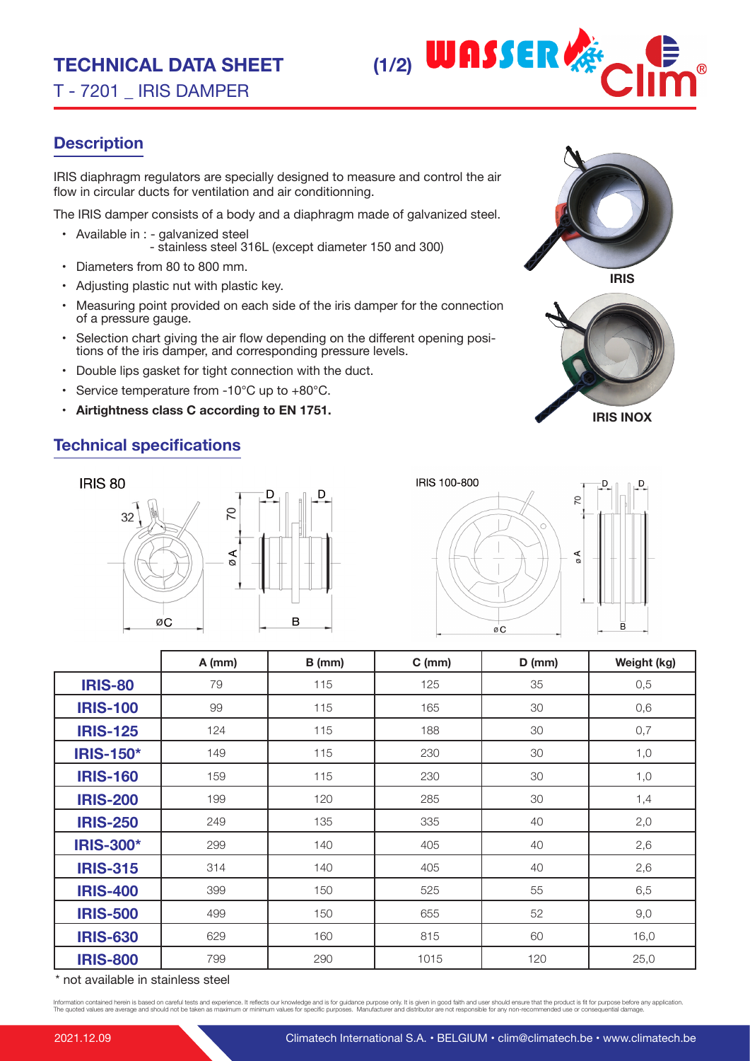# TECHNICAL DATA SHEET

T - 7201 _ IRIS DAMPER

## Description

IRIS diaphragm regulators are specially designed to measure and control the air flow in circular ducts for ventilation and air conditionning.

The IRIS damper consists of a body and a diaphragm made of galvanized steel.

- Available in : - galvanized steel
  - stainless steel 316L (except diameter 150 and 300)
- Diameters from 80 to 800 mm.
- Adjusting plastic nut with plastic key.
- Measuring point provided on each side of the iris damper for the connection of a pressure gauge.
- Selection chart giving the air flow depending on the different opening positions of the iris damper, and corresponding pressure levels.
- Double lips gasket for tight connection with the duct.
- Service temperature from -10°C up to +80°C.
- **Airtightness class C according to EN 1751.**

IRIS

IRIS INOX

## Technical specifications

IRIS 80

IRIS 100-800

| | A (mm) | B (mm) | C (mm) | D (mm) | Weight (kg) |
|---|---|---|---|---|---|
| **IRIS-80** | 79 | 115 | 125 | 35 | 0,5 |
| **IRIS-100** | 99 | 115 | 165 | 30 | 0,6 |
| **IRIS-125** | 124 | 115 | 188 | 30 | 0,7 |
| **IRIS-150*** | 149 | 115 | 230 | 30 | 1,0 |
| **IRIS-160** | 159 | 115 | 230 | 30 | 1,0 |
| **IRIS-200** | 199 | 120 | 285 | 30 | 1,4 |
| **IRIS-250** | 249 | 135 | 335 | 40 | 2,0 |
| **IRIS-300*** | 299 | 140 | 405 | 40 | 2,6 |
| **IRIS-315** | 314 | 140 | 405 | 40 | 2,6 |
| **IRIS-400** | 399 | 150 | 525 | 55 | 6,5 |
| **IRIS-500** | 499 | 150 | 655 | 52 | 9,0 |
| **IRIS-630** | 629 | 160 | 815 | 60 | 16,0 |
| **IRIS-800** | 799 | 290 | 1015 | 120 | 25,0 |

\* not available in stainless steel

Information contained herein is based on careful tests and experience. It reflects our knowledge and is for guidance purpose only. It is given in good faith and user should ensure that the product is fit for purpose before any application. The quoted values are average and should not be taken as maximum or minimum values for specific purposes. Manufacturer and distributor are not responsible for any non-recommended use or consequential damage.

2021.12.09 Climatech International S.A. • BELGIUM • clim@climatech.be • www.climatech.be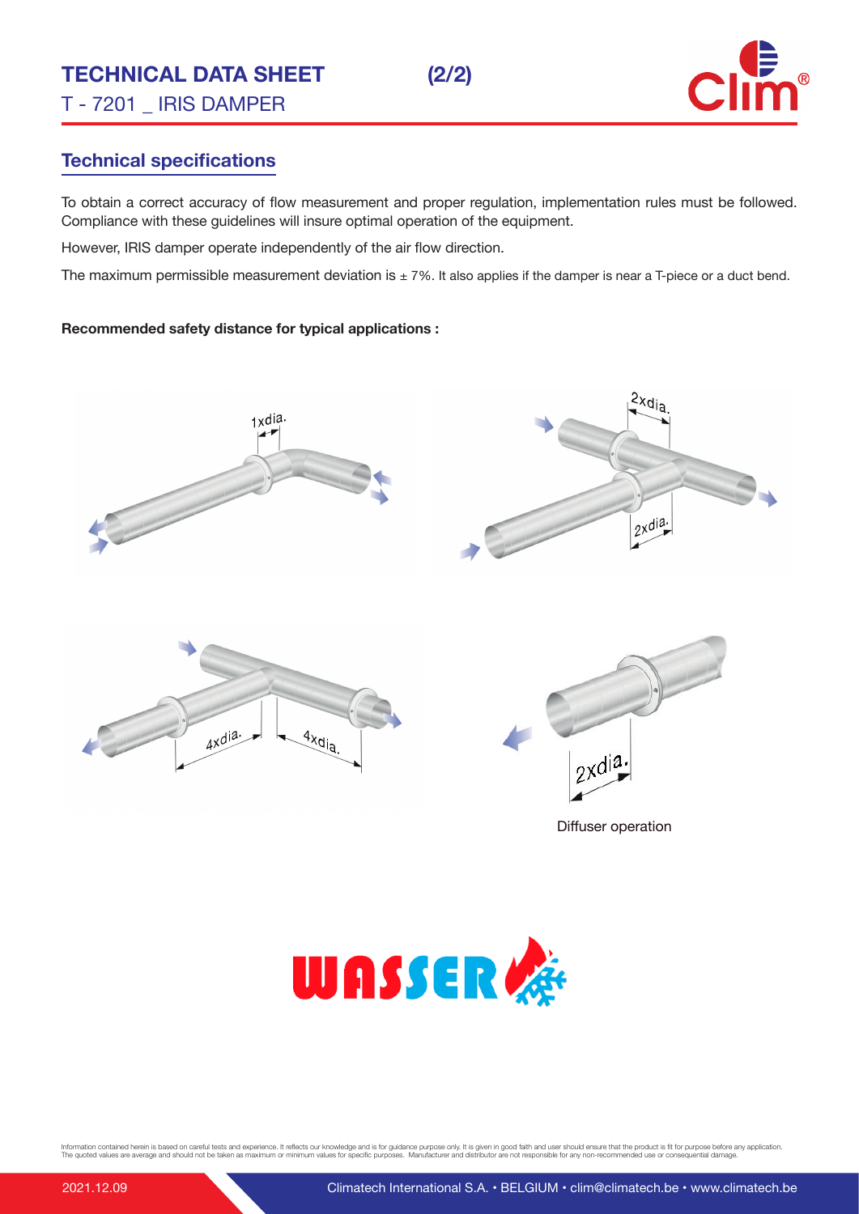# TECHNICAL DATA SHEET (2/2)

T - 7201 _ IRIS DAMPER

## Technical specifications

To obtain a correct accuracy of flow measurement and proper regulation, implementation rules must be followed. Compliance with these guidelines will insure optimal operation of the equipment.

However, IRIS damper operate independently of the air flow direction.

The maximum permissible measurement deviation is ± 7%. It also applies if the damper is near a T-piece or a duct bend.

**Recommended safety distance for typical applications :**

1xdia.

2xdia.

2xdia.

4xdia.

4xdia.

2xdia.

Diffuser operation

Information contained herein is based on careful tests and experience. It reflects our knowledge and is for guidance purpose only. It is given in good faith and user should ensure that the product is fit for purpose before any application. The quoted values are average and should not be taken as maximum or minimum values for specific purposes. Manufacturer and distributor are not responsible for any non-recommended use or consequential damage.

2021.12.09 Climatech International S.A. • BELGIUM • clim@climatech.be • www.climatech.be